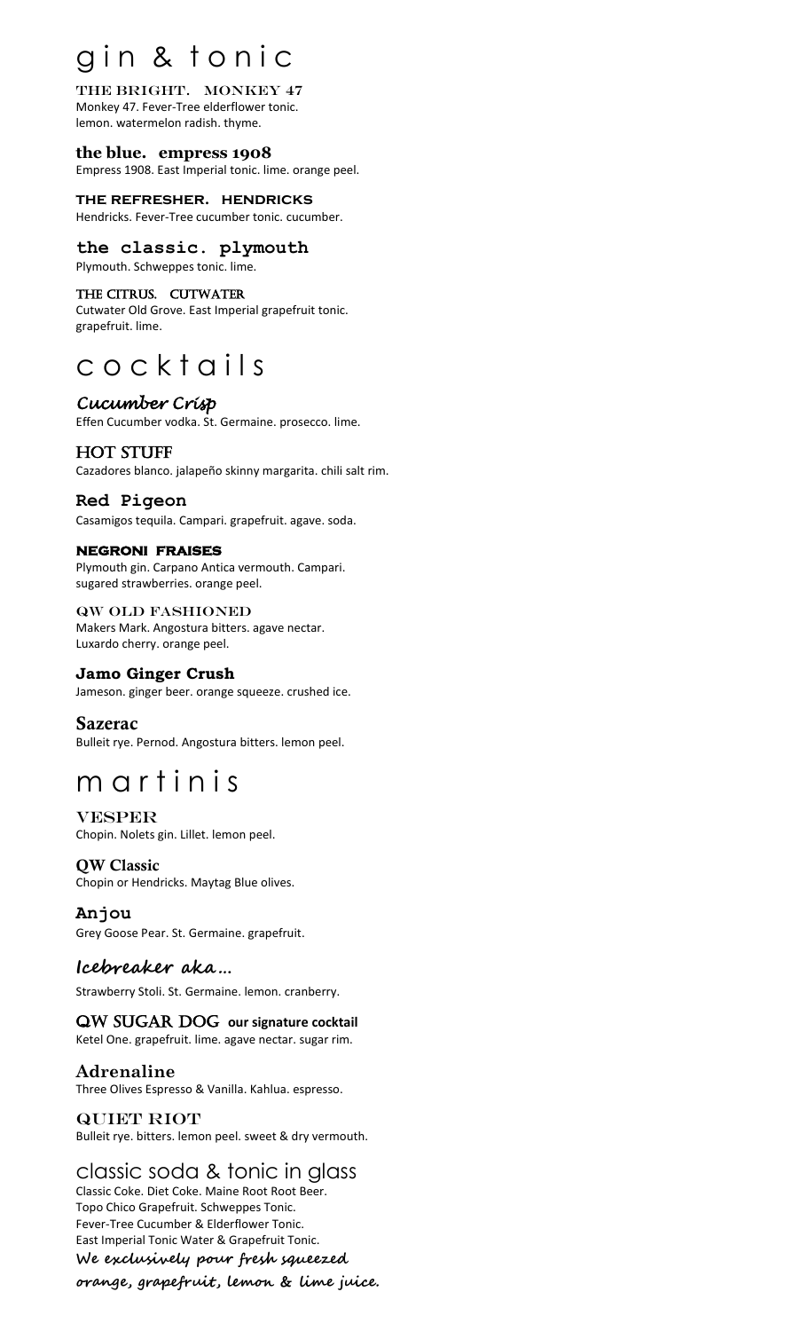# gin & tonic

### THE BRIGHT. MONKEY 47

Monkey 47. Fever-Tree elderflower tonic. lemon. watermelon radish. thyme.

### the blue. empress 1908

Empress 1908. East Imperial tonic. lime. orange peel.

### THE REFRESHER. HENDRICKS

Hendricks. Fever-Tree cucumber tonic. cucumber.

### the classic. plymouth

Plymouth. Schweppes tonic. lime.

### THE CITRUS. CUTWATER

Cutwater Old Grove. East Imperial grapefruit tonic. grapefruit. lime.

# cocktails

### *Cucumber Crisp*

Effen Cucumber vodka. St. Germaine. prosecco. lime.

### HOT STUFF

Cazadores blanco. jalapeño skinny margarita. chili salt rim.

### Red Pigeon

Casamigos tequila. Campari. grapefruit. agave. soda.

### NEGRONI FRAISES

Plymouth gin. Carpano Antica vermouth. Campari. sugared strawberries. orange peel.

### QW OLD FASHIONED

Makers Mark. Angostura bitters. agave nectar. Luxardo cherry. orange peel.

### Jamo Ginger Crush

Jameson. ginger beer. orange squeeze. crushed ice.

### Sazerac

Bulleit rye. Pernod. Angostura bitters. lemon peel.

# martinis

### VESPER

Chopin. Nolets gin. Lillet. lemon peel.

### QW Classic

Chopin or Hendricks. Maytag Blue olives.

### Anjou

Grey Goose Pear. St. Germaine. grapefruit.

### Icebreaker aka…

Strawberry Stoli. St. Germaine. lemon. cranberry.

### QW SUGAR DOG **our signature cocktail**

Ketel One. grapefruit. lime. agave nectar. sugar rim.

### Adrenaline

Three Olives Espresso & Vanilla. Kahlua. espresso.

### QUIET RIOT

Bulleit rye. bitters. lemon peel. sweet & dry vermouth.

## classic soda & tonic in glass

Classic Coke. Diet Coke. Maine Root Root Beer.
Topo Chico Grapefruit. Schweppes Tonic.
Fever-Tree Cucumber & Elderflower Tonic.
East Imperial Tonic Water & Grapefruit Tonic.

**We exclusively pour fresh squeezed orange, grapefruit, lemon & lime juice.**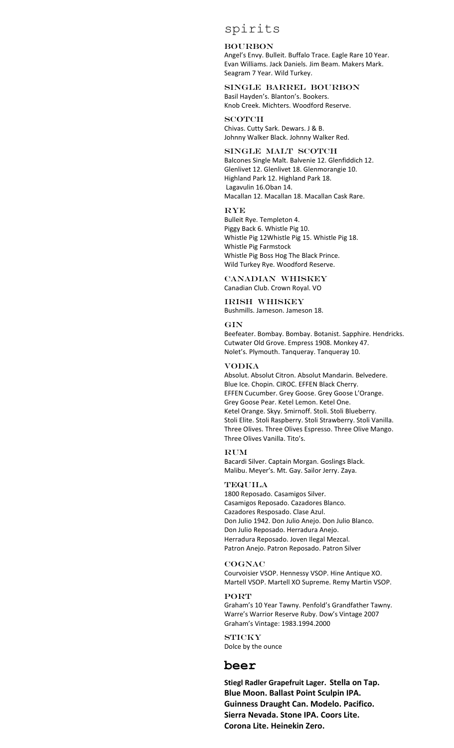# spirits

### BOURBON

Angel's Envy. Bulleit. Buffalo Trace. Eagle Rare 10 Year. Evan Williams. Jack Daniels. Jim Beam. Makers Mark. Seagram 7 Year. Wild Turkey.

### SINGLE BARREL BOURBON

Basil Hayden's. Blanton's. Bookers. Knob Creek. Michters. Woodford Reserve.

### SCOTCH

Chivas. Cutty Sark. Dewars. J & B. Johnny Walker Black. Johnny Walker Red.

### SINGLE MALT SCOTCH

Balcones Single Malt. Balvenie 12. Glenfiddich 12. Glenlivet 12. Glenlivet 18. Glenmorangie 10. Highland Park 12. Highland Park 18. Lagavulin 16.Oban 14. Macallan 12. Macallan 18. Macallan Cask Rare.

### RYE

Bulleit Rye. Templeton 4. Piggy Back 6. Whistle Pig 10. Whistle Pig 12Whistle Pig 15. Whistle Pig 18. Whistle Pig Farmstock Whistle Pig Boss Hog The Black Prince. Wild Turkey Rye. Woodford Reserve.

### CANADIAN WHISKEY

Canadian Club. Crown Royal. VO

### IRISH WHISKEY

Bushmills. Jameson. Jameson 18.

### GIN

Beefeater. Bombay. Bombay. Botanist. Sapphire. Hendricks. Cutwater Old Grove. Empress 1908. Monkey 47. Nolet's. Plymouth. Tanqueray. Tanqueray 10.

### VODKA

Absolut. Absolut Citron. Absolut Mandarin. Belvedere. Blue Ice. Chopin. CIROC. EFFEN Black Cherry. EFFEN Cucumber. Grey Goose. Grey Goose L'Orange. Grey Goose Pear. Ketel Lemon. Ketel One. Ketel Orange. Skyy. Smirnoff. Stoli. Stoli Blueberry. Stoli Elite. Stoli Raspberry. Stoli Strawberry. Stoli Vanilla. Three Olives. Three Olives Espresso. Three Olive Mango. Three Olives Vanilla. Tito's.

### RUM

Bacardi Silver. Captain Morgan. Goslings Black. Malibu. Meyer's. Mt. Gay. Sailor Jerry. Zaya.

### TEQUILA

1800 Reposado. Casamigos Silver. Casamigos Reposado. Cazadores Blanco. Cazadores Resposado. Clase Azul. Don Julio 1942. Don Julio Anejo. Don Julio Blanco. Don Julio Reposado. Herradura Anejo. Herradura Reposado. Joven Ilegal Mezcal. Patron Anejo. Patron Reposado. Patron Silver

### COGNAC

Courvoisier VSOP. Hennessy VSOP. Hine Antique XO. Martell VSOP. Martell XO Supreme. Remy Martin VSOP.

### PORT

Graham's 10 Year Tawny. Penfold's Grandfather Tawny. Warre's Warrior Reserve Ruby. Dow's Vintage 2007 Graham's Vintage: 1983.1994.2000

### STICKY

Dolce by the ounce

# beer

**Stiegl Radler Grapefruit Lager. Stella on Tap. Blue Moon. Ballast Point Sculpin IPA. Guinness Draught Can. Modelo. Pacifico. Sierra Nevada. Stone IPA. Coors Lite. Corona Lite. Heinekin Zero.**